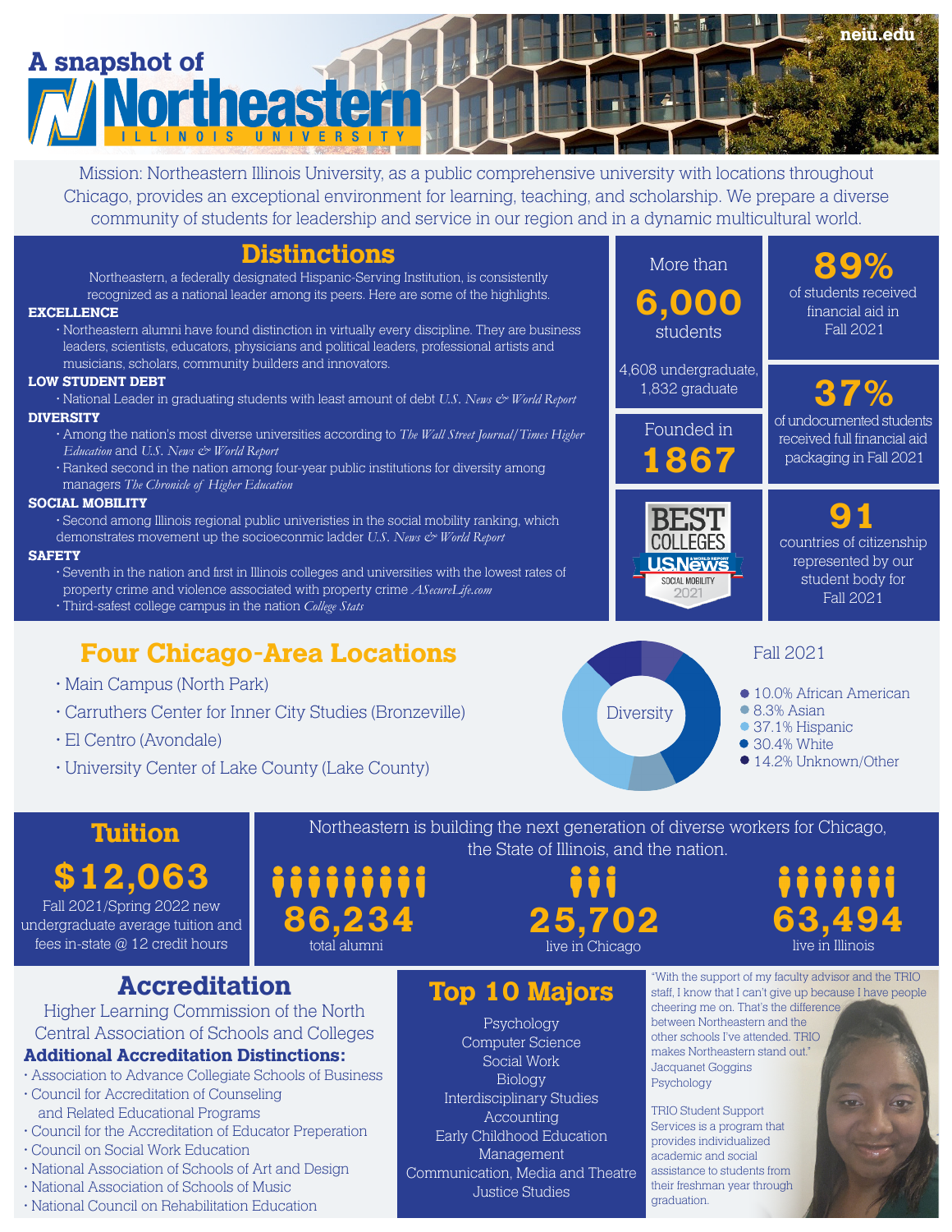neiu.edu

# A snapshot of Northeastern ILLINOIS UNIVERSITY

Mission: Northeastern Illinois University, as a public comprehensive university with locations throughout Chicago, provides an exceptional environment for learning, teaching, and scholarship. We prepare a diverse community of students for leadership and service in our region and in a dynamic multicultural world.

## Distinctions

Northeastern, a federally designated Hispanic-Serving Institution, is consistently recognized as a national leader among its peers. Here are some of the highlights.

**EXCELLENCE**

- Northeastern alumni have found distinction in virtually every discipline. They are business leaders, scientists, educators, physicians and political leaders, professional artists and musicians, scholars, community builders and innovators.

**LOW STUDENT DEBT**

- National Leader in graduating students with least amount of debt *U.S. News & World Report*

**DIVERSITY**

- Among the nation's most diverse universities according to *The Wall Street Journal/Times Higher Education* and *U.S. News & World Report*
- Ranked second in the nation among four-year public institutions for diversity among managers *The Chronicle of Higher Education*

**SOCIAL MOBILITY**

- Second among Illinois regional public univeristies in the social mobility ranking, which demonstrates movement up the socioeconmic ladder *U.S. News & World Report*

**SAFETY**

- Seventh in the nation and first in Illinois colleges and universities with the lowest rates of property crime and violence associated with property crime *ASecureLife.com*
- Third-safest college campus in the nation *College Stats*

More than **6,000** students

4,608 undergraduate, 1,832 graduate

Founded in **1867**

BEST COLLEGES USNews & WORLD REPORT SOCIAL MOBILITY 2021

**89%** of students received financial aid in Fall 2021

**37%** of undocumented students received full financial aid packaging in Fall 2021

**91** countries of citizenship represented by our student body for Fall 2021

## Four Chicago-Area Locations

- Main Campus (North Park)
- Carruthers Center for Inner City Studies (Bronzeville)
- El Centro (Avondale)
- University Center of Lake County (Lake County)

Diversity

Fall 2021

- 10.0% African American
- 8.3% Asian
- 37.1% Hispanic
- 30.4% White
- 14.2% Unknown/Other

## Tuition

**$12,063**

Fall 2021/Spring 2022 new undergraduate average tuition and fees in-state @ 12 credit hours

Northeastern is building the next generation of diverse workers for Chicago, the State of Illinois, and the nation.

**86,234** total alumni

**25,702** live in Chicago

**63,494** live in Illinois

## Accreditation

Higher Learning Commission of the North Central Association of Schools and Colleges

**Additional Accreditation Distinctions:**

- Association to Advance Collegiate Schools of Business
- Council for Accreditation of Counseling and Related Educational Programs
- Council for the Accreditation of Educator Preperation
- Council on Social Work Education
- National Association of Schools of Art and Design
- National Association of Schools of Music
- National Council on Rehabilitation Education

## Top 10 Majors

Psychology
Computer Science
Social Work
Biology
Interdisciplinary Studies
Accounting
Early Childhood Education
Management
Communication, Media and Theatre
Justice Studies

"With the support of my faculty advisor and the TRIO staff, I know that I can't give up because I have people cheering me on. That's the difference between Northeastern and the other schools I've attended. TRIO makes Northeastern stand out."
Jacquanet Goggins
Psychology

TRIO Student Support Services is a program that provides individualized academic and social assistance to students from their freshman year through graduation.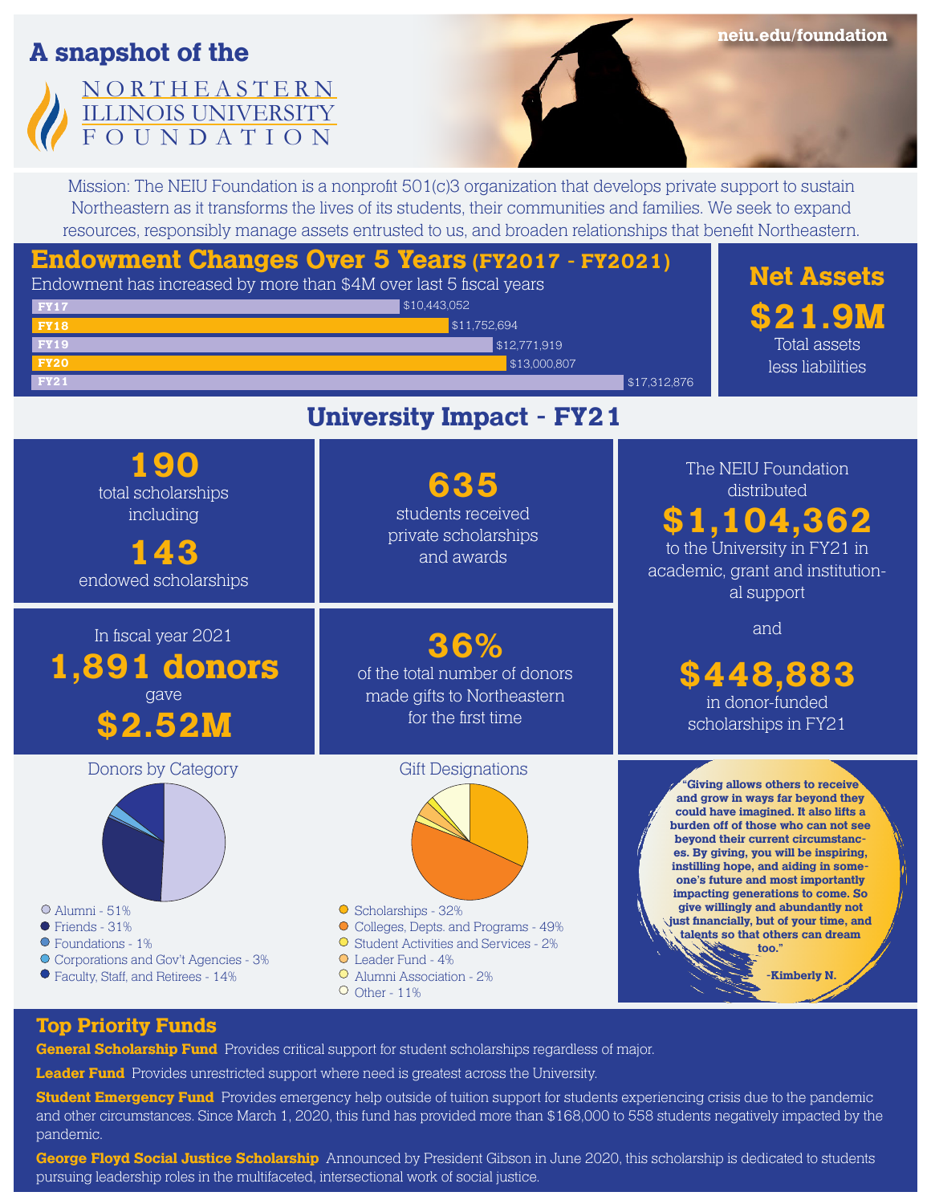# A snapshot of the NORTHEASTERN ILLINOIS UNIVERSITY FOUNDATION

neiu.edu/foundation

Mission: The NEIU Foundation is a nonprofit 501(c)3 organization that develops private support to sustain Northeastern as it transforms the lives of its students, their communities and families. We seek to expand resources, responsibly manage assets entrusted to us, and broaden relationships that benefit Northeastern.

## Endowment Changes Over 5 Years (FY2017 - FY2021)

Endowment has increased by more than $4M over last 5 fiscal years

FY17 $10,443,052
FY18 $11,752,694
FY19 $12,771,919
FY20 $13,000,807
FY21 $17,312,876

## Net Assets

**$21.9M**

Total assets less liabilities

## University Impact - FY21

**190** total scholarships including **143** endowed scholarships

**635** students received private scholarships and awards

The NEIU Foundation distributed **$1,104,362** to the University in FY21 in academic, grant and institutional support and **$448,883** in donor-funded scholarships in FY21

In fiscal year 2021 **1,891 donors** gave **$2.52M**

**36%** of the total number of donors made gifts to Northeastern for the first time

### Donors by Category

- Alumni - 51%
- Friends - 31%
- Foundations - 1%
- Corporations and Gov't Agencies - 3%
- Faculty, Staff, and Retirees - 14%

### Gift Designations

- Scholarships - 32%
- Colleges, Depts. and Programs - 49%
- Student Activities and Services - 2%
- Leader Fund - 4%
- Alumni Association - 2%
- Other - 11%

**"Giving allows others to receive and grow in ways far beyond they could have imagined. It also lifts a burden off of those who can not see beyond their current circumstances. By giving, you will be inspiring, instilling hope, and aiding in someone's future and most importantly impacting generations to come. So give willingly and abundantly not just financially, but of your time, and talents so that others can dream too."**

**-Kimberly N.**

## Top Priority Funds

**General Scholarship Fund** Provides critical support for student scholarships regardless of major.

**Leader Fund** Provides unrestricted support where need is greatest across the University.

**Student Emergency Fund** Provides emergency help outside of tuition support for students experiencing crisis due to the pandemic and other circumstances. Since March 1, 2020, this fund has provided more than $168,000 to 558 students negatively impacted by the pandemic.

**George Floyd Social Justice Scholarship** Announced by President Gibson in June 2020, this scholarship is dedicated to students pursuing leadership roles in the multifaceted, intersectional work of social justice.